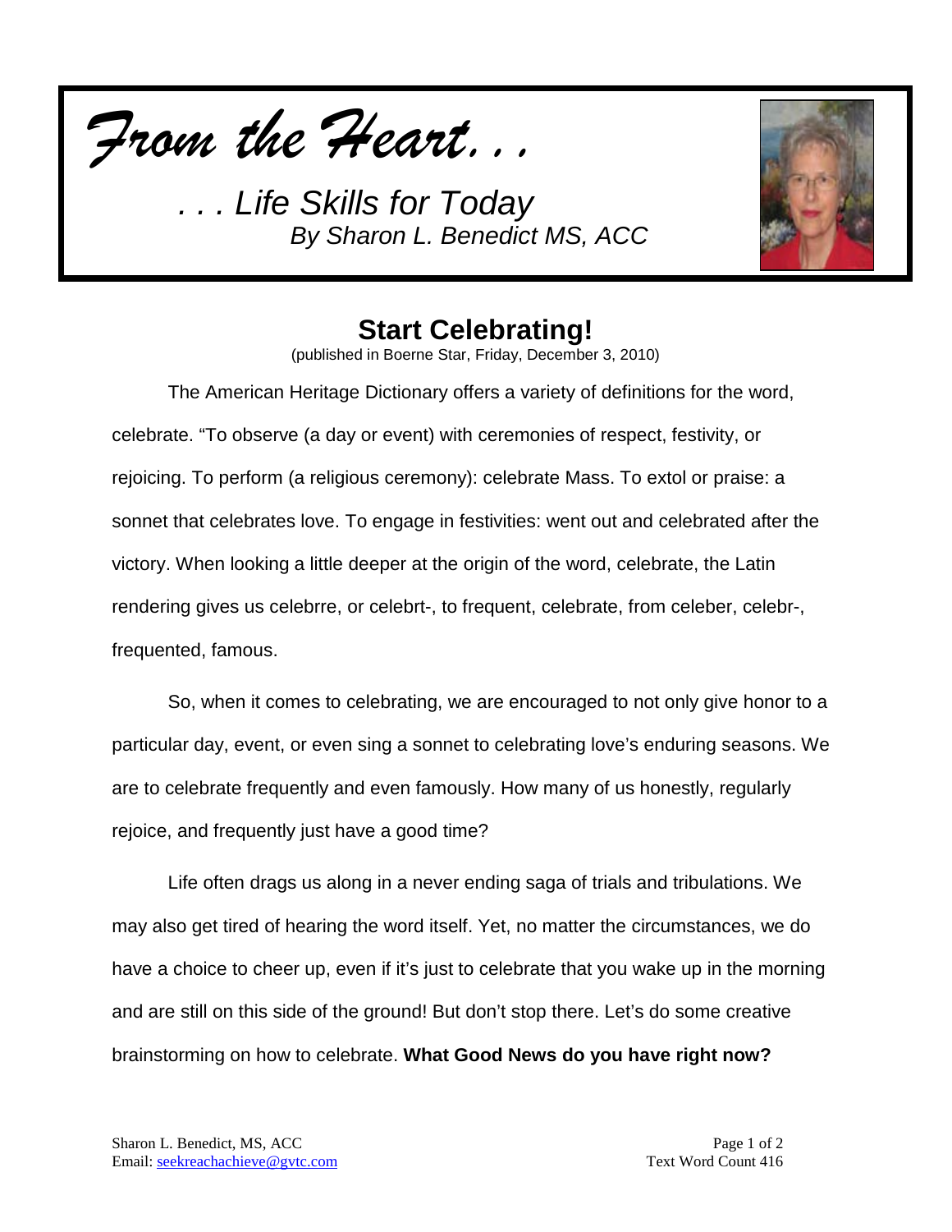*From the Heart. . .*

*. . . Life Skills for Today*
*By Sharon L. Benedict MS, ACC*

# Start Celebrating!

(published in Boerne Star, Friday, December 3, 2010)

The American Heritage Dictionary offers a variety of definitions for the word, celebrate. "To observe (a day or event) with ceremonies of respect, festivity, or rejoicing. To perform (a religious ceremony): celebrate Mass. To extol or praise: a sonnet that celebrates love. To engage in festivities: went out and celebrated after the victory. When looking a little deeper at the origin of the word, celebrate, the Latin rendering gives us celebrre, or celebrt-, to frequent, celebrate, from celeber, celebr-, frequented, famous.

So, when it comes to celebrating, we are encouraged to not only give honor to a particular day, event, or even sing a sonnet to celebrating love's enduring seasons. We are to celebrate frequently and even famously. How many of us honestly, regularly rejoice, and frequently just have a good time?

Life often drags us along in a never ending saga of trials and tribulations. We may also get tired of hearing the word itself. Yet, no matter the circumstances, we do have a choice to cheer up, even if it's just to celebrate that you wake up in the morning and are still on this side of the ground! But don't stop there. Let's do some creative brainstorming on how to celebrate. **What Good News do you have right now?**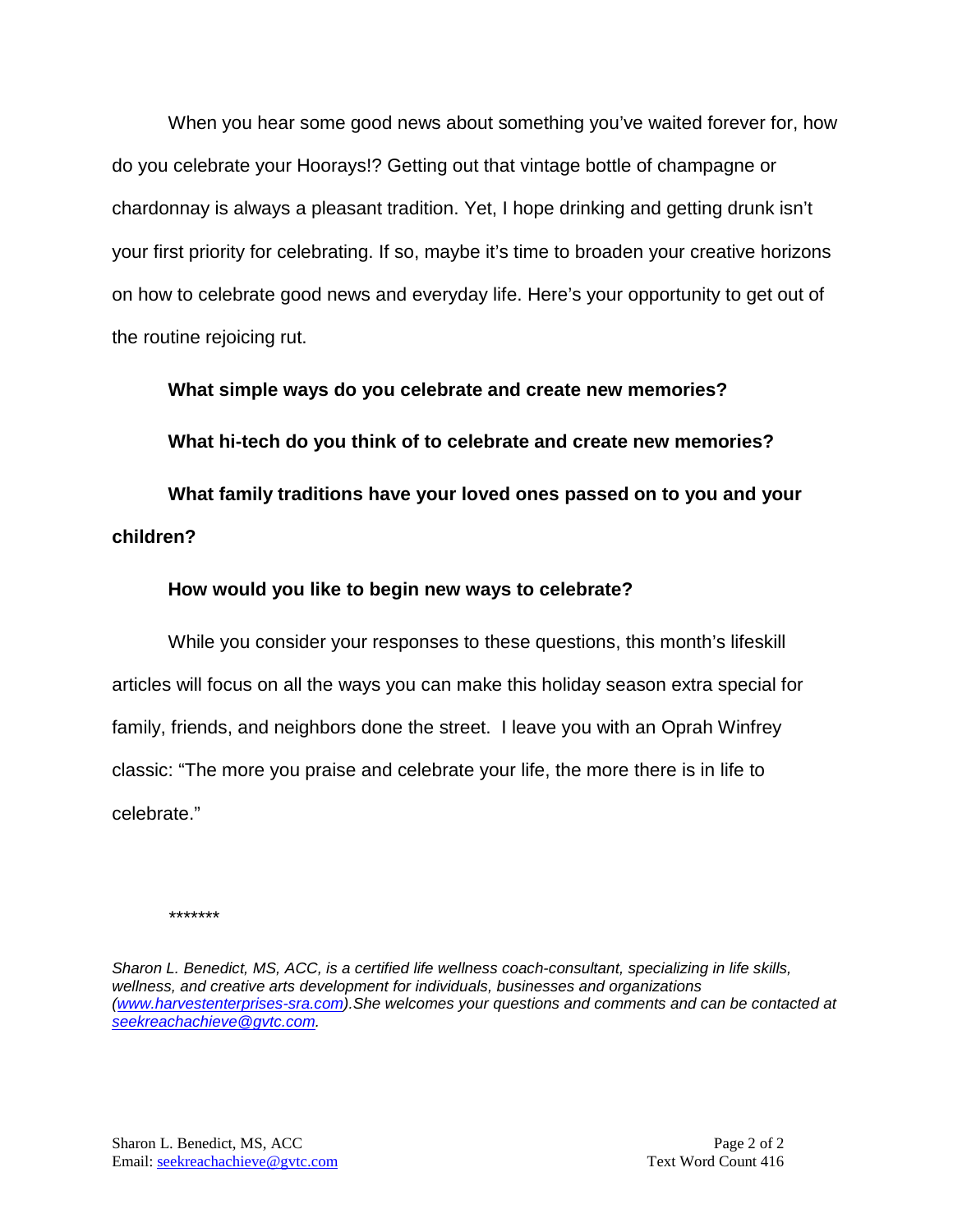When you hear some good news about something you've waited forever for, how do you celebrate your Hoorays!? Getting out that vintage bottle of champagne or chardonnay is always a pleasant tradition. Yet, I hope drinking and getting drunk isn't your first priority for celebrating. If so, maybe it's time to broaden your creative horizons on how to celebrate good news and everyday life. Here's your opportunity to get out of the routine rejoicing rut.

**What simple ways do you celebrate and create new memories?**

**What hi-tech do you think of to celebrate and create new memories?**

**What family traditions have your loved ones passed on to you and your children?**

**How would you like to begin new ways to celebrate?**

While you consider your responses to these questions, this month's lifeskill articles will focus on all the ways you can make this holiday season extra special for family, friends, and neighbors done the street. I leave you with an Oprah Winfrey classic: "The more you praise and celebrate your life, the more there is in life to celebrate."

*******

*Sharon L. Benedict, MS, ACC, is a certified life wellness coach-consultant, specializing in life skills, wellness, and creative arts development for individuals, businesses and organizations ([www.harvestenterprises-sra.com](http://www.harvestenterprises-sra.com)).She welcomes your questions and comments and can be contacted at [seekreachachieve@gvtc.com](mailto:seekreachachieve@gvtc.com).*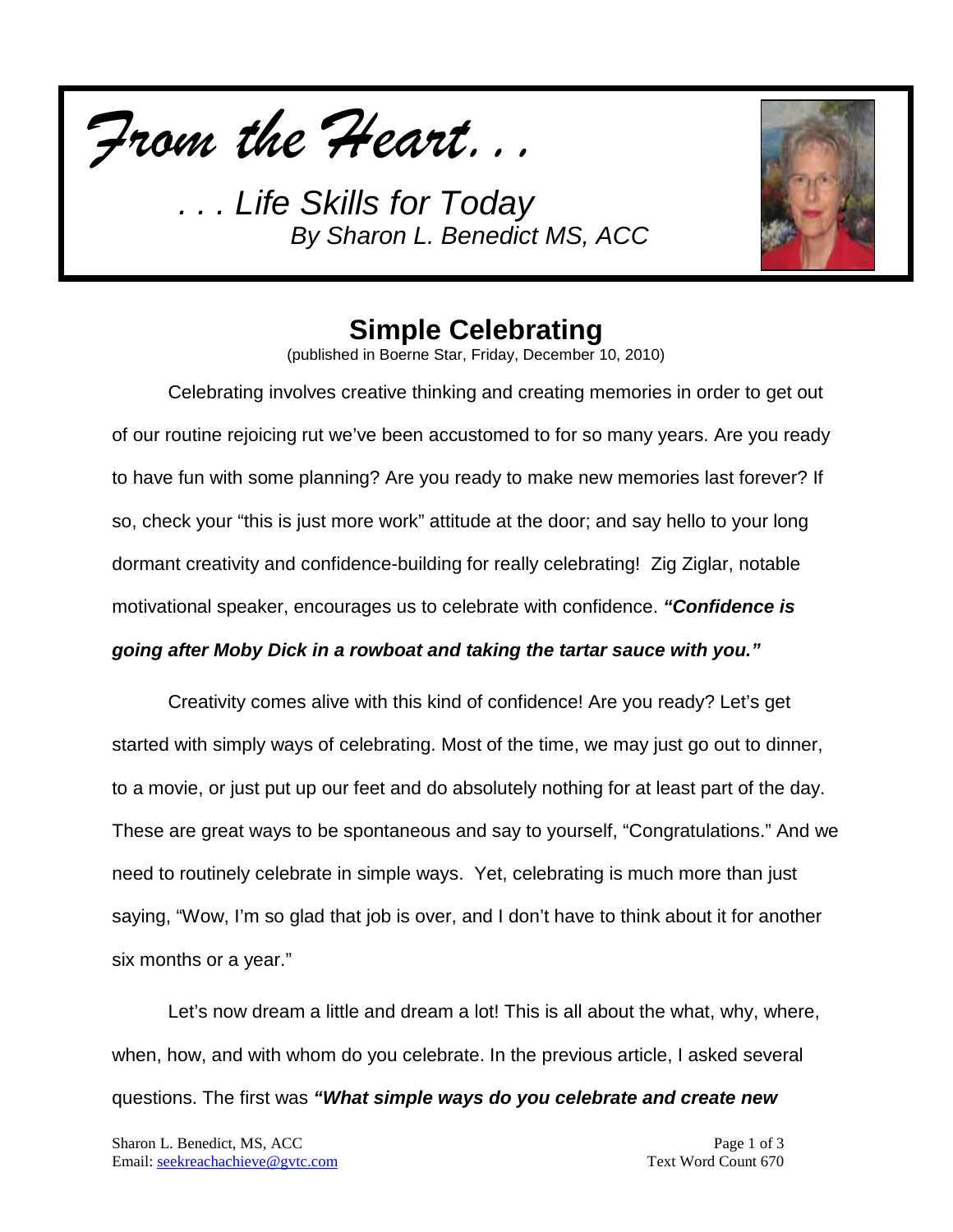*From the Heart...*

*. . . Life Skills for Today*
*By Sharon L. Benedict MS, ACC*

## Simple Celebrating

(published in Boerne Star, Friday, December 10, 2010)

Celebrating involves creative thinking and creating memories in order to get out of our routine rejoicing rut we've been accustomed to for so many years. Are you ready to have fun with some planning? Are you ready to make new memories last forever? If so, check your "this is just more work" attitude at the door; and say hello to your long dormant creativity and confidence-building for really celebrating! Zig Ziglar, notable motivational speaker, encourages us to celebrate with confidence. ***"Confidence is going after Moby Dick in a rowboat and taking the tartar sauce with you."***

Creativity comes alive with this kind of confidence! Are you ready? Let's get started with simply ways of celebrating. Most of the time, we may just go out to dinner, to a movie, or just put up our feet and do absolutely nothing for at least part of the day. These are great ways to be spontaneous and say to yourself, "Congratulations." And we need to routinely celebrate in simple ways. Yet, celebrating is much more than just saying, "Wow, I'm so glad that job is over, and I don't have to think about it for another six months or a year."

Let's now dream a little and dream a lot! This is all about the what, why, where, when, how, and with whom do you celebrate. In the previous article, I asked several questions. The first was ***"What simple ways do you celebrate and create new***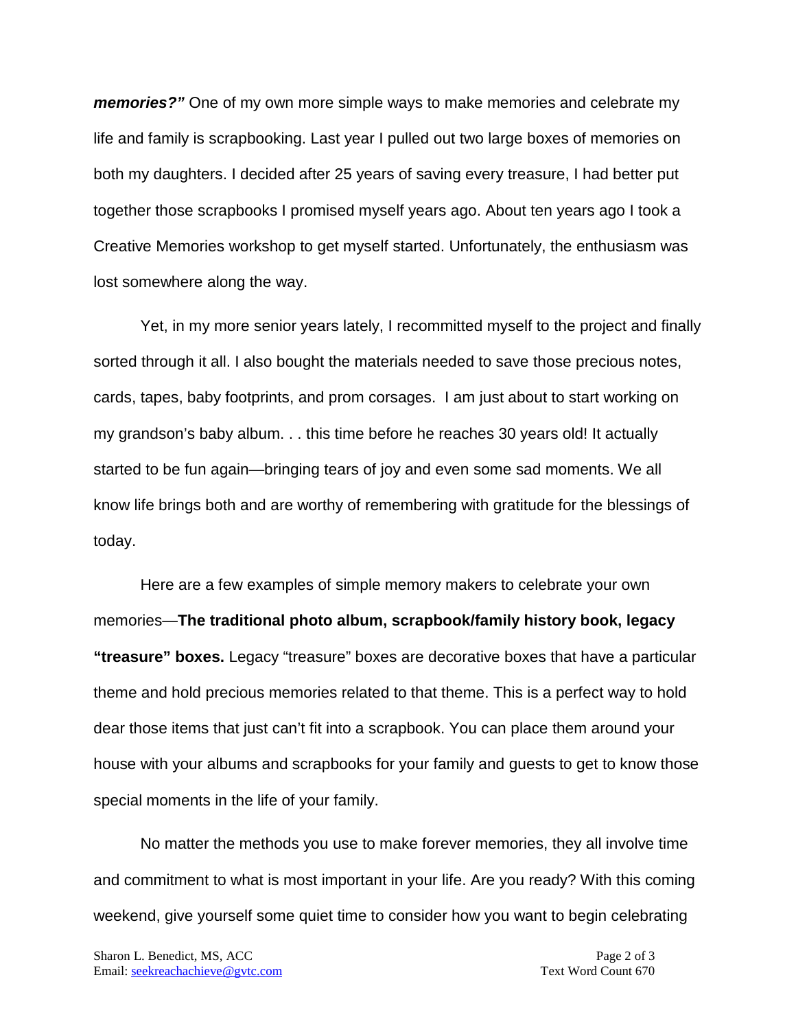***memories?"*** One of my own more simple ways to make memories and celebrate my life and family is scrapbooking. Last year I pulled out two large boxes of memories on both my daughters. I decided after 25 years of saving every treasure, I had better put together those scrapbooks I promised myself years ago. About ten years ago I took a Creative Memories workshop to get myself started. Unfortunately, the enthusiasm was lost somewhere along the way.

Yet, in my more senior years lately, I recommitted myself to the project and finally sorted through it all. I also bought the materials needed to save those precious notes, cards, tapes, baby footprints, and prom corsages. I am just about to start working on my grandson's baby album. . . this time before he reaches 30 years old! It actually started to be fun again—bringing tears of joy and even some sad moments. We all know life brings both and are worthy of remembering with gratitude for the blessings of today.

Here are a few examples of simple memory makers to celebrate your own memories—**The traditional photo album, scrapbook/family history book, legacy "treasure" boxes.** Legacy "treasure" boxes are decorative boxes that have a particular theme and hold precious memories related to that theme. This is a perfect way to hold dear those items that just can't fit into a scrapbook. You can place them around your house with your albums and scrapbooks for your family and guests to get to know those special moments in the life of your family.

No matter the methods you use to make forever memories, they all involve time and commitment to what is most important in your life. Are you ready? With this coming weekend, give yourself some quiet time to consider how you want to begin celebrating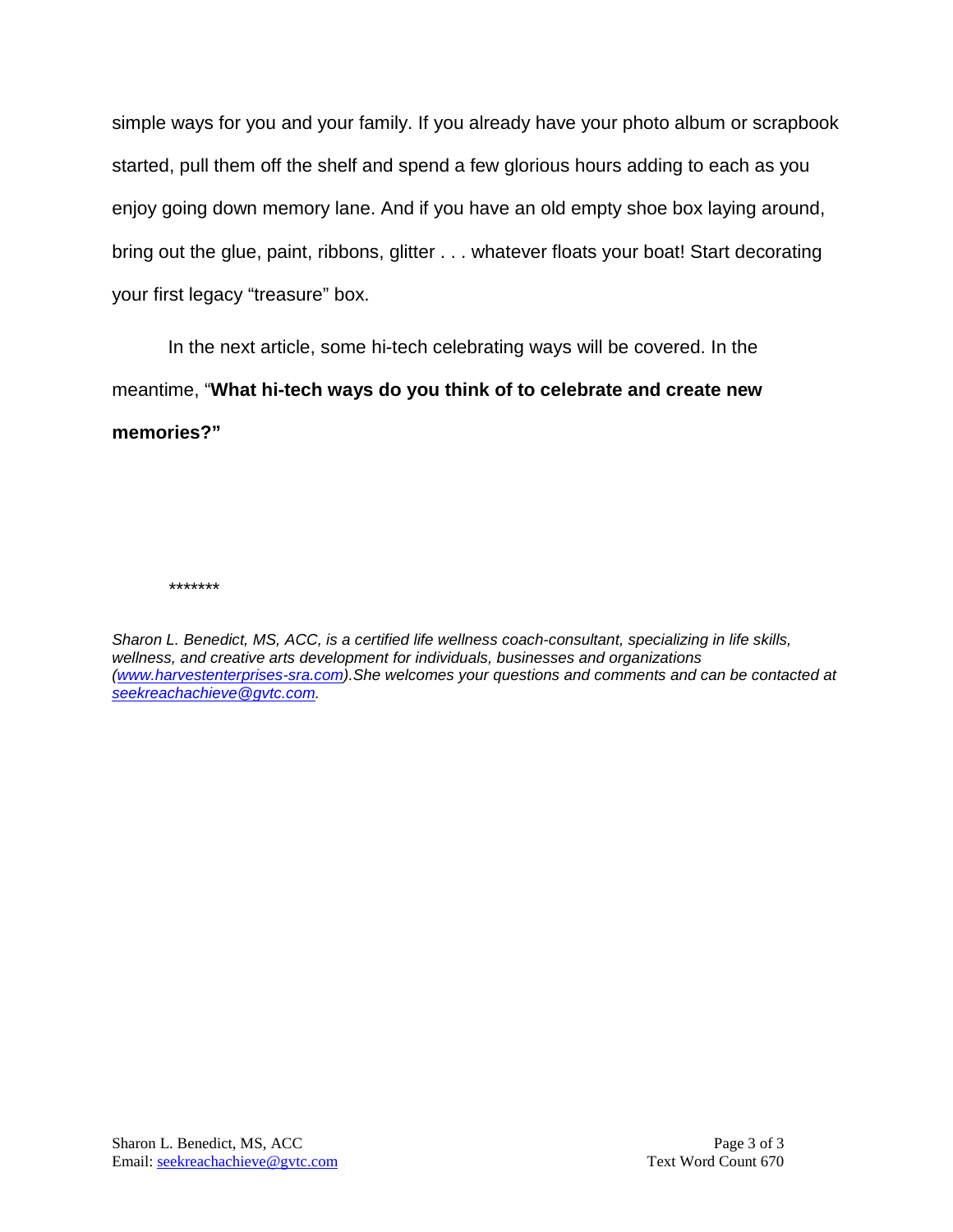simple ways for you and your family. If you already have your photo album or scrapbook started, pull them off the shelf and spend a few glorious hours adding to each as you enjoy going down memory lane. And if you have an old empty shoe box laying around, bring out the glue, paint, ribbons, glitter . . . whatever floats your boat! Start decorating your first legacy “treasure” box.

In the next article, some hi-tech celebrating ways will be covered. In the meantime, “**What hi-tech ways do you think of to celebrate and create new memories?”**

*******

*Sharon L. Benedict, MS, ACC, is a certified life wellness coach-consultant, specializing in life skills, wellness, and creative arts development for individuals, businesses and organizations ([www.harvestenterprises-sra.com](http://www.harvestenterprises-sra.com)).She welcomes your questions and comments and can be contacted at [seekreachachieve@gvtc.com](mailto:seekreachachieve@gvtc.com).*

Text Word Count 670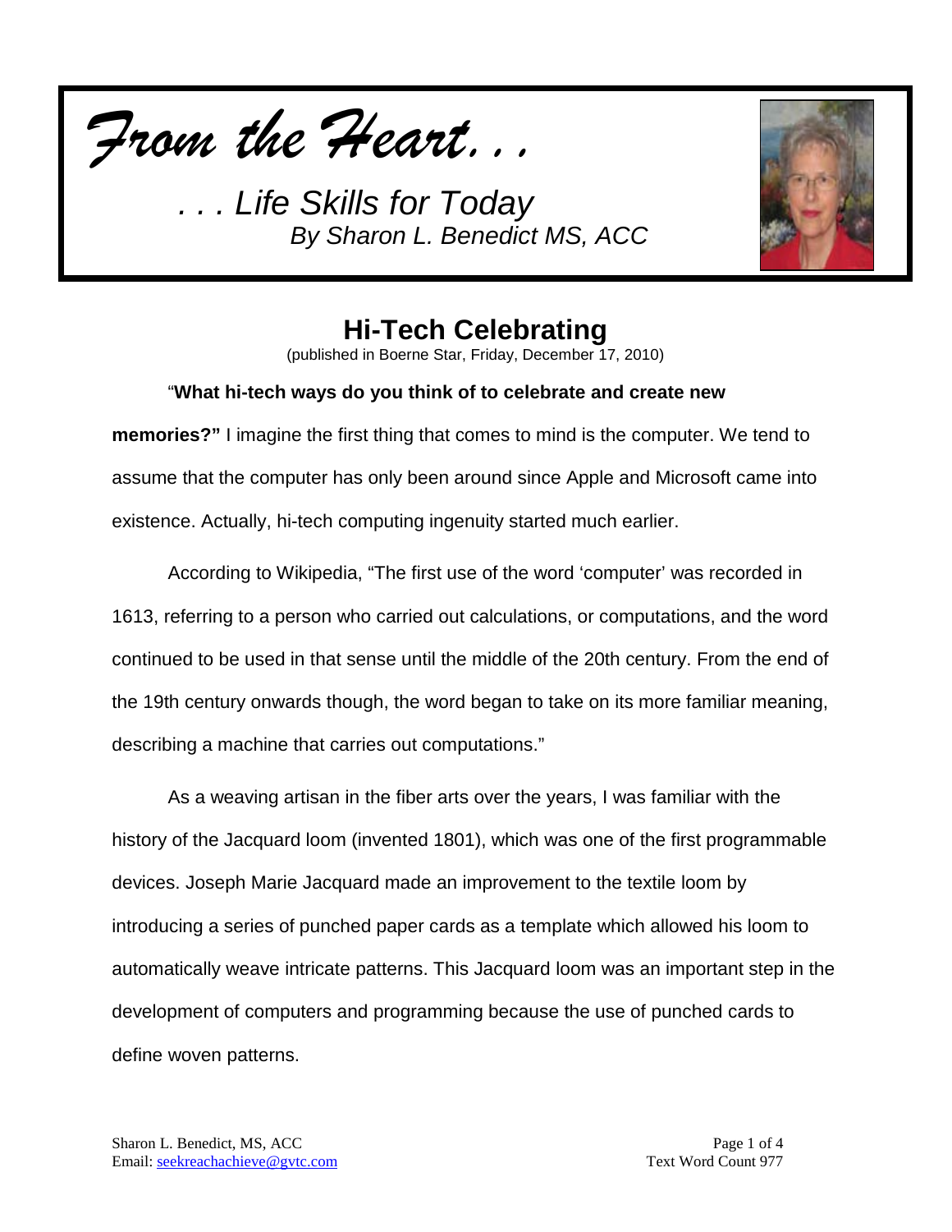*From the Heart…*

*. . . Life Skills for Today*
*By Sharon L. Benedict MS, ACC*

# Hi-Tech Celebrating

(published in Boerne Star, Friday, December 17, 2010)

"**What hi-tech ways do you think of to celebrate and create new memories?"** I imagine the first thing that comes to mind is the computer. We tend to assume that the computer has only been around since Apple and Microsoft came into existence. Actually, hi-tech computing ingenuity started much earlier.

According to Wikipedia, "The first use of the word 'computer' was recorded in 1613, referring to a person who carried out calculations, or computations, and the word continued to be used in that sense until the middle of the 20th century. From the end of the 19th century onwards though, the word began to take on its more familiar meaning, describing a machine that carries out computations."

As a weaving artisan in the fiber arts over the years, I was familiar with the history of the Jacquard loom (invented 1801), which was one of the first programmable devices. Joseph Marie Jacquard made an improvement to the textile loom by introducing a series of punched paper cards as a template which allowed his loom to automatically weave intricate patterns. This Jacquard loom was an important step in the development of computers and programming because the use of punched cards to define woven patterns.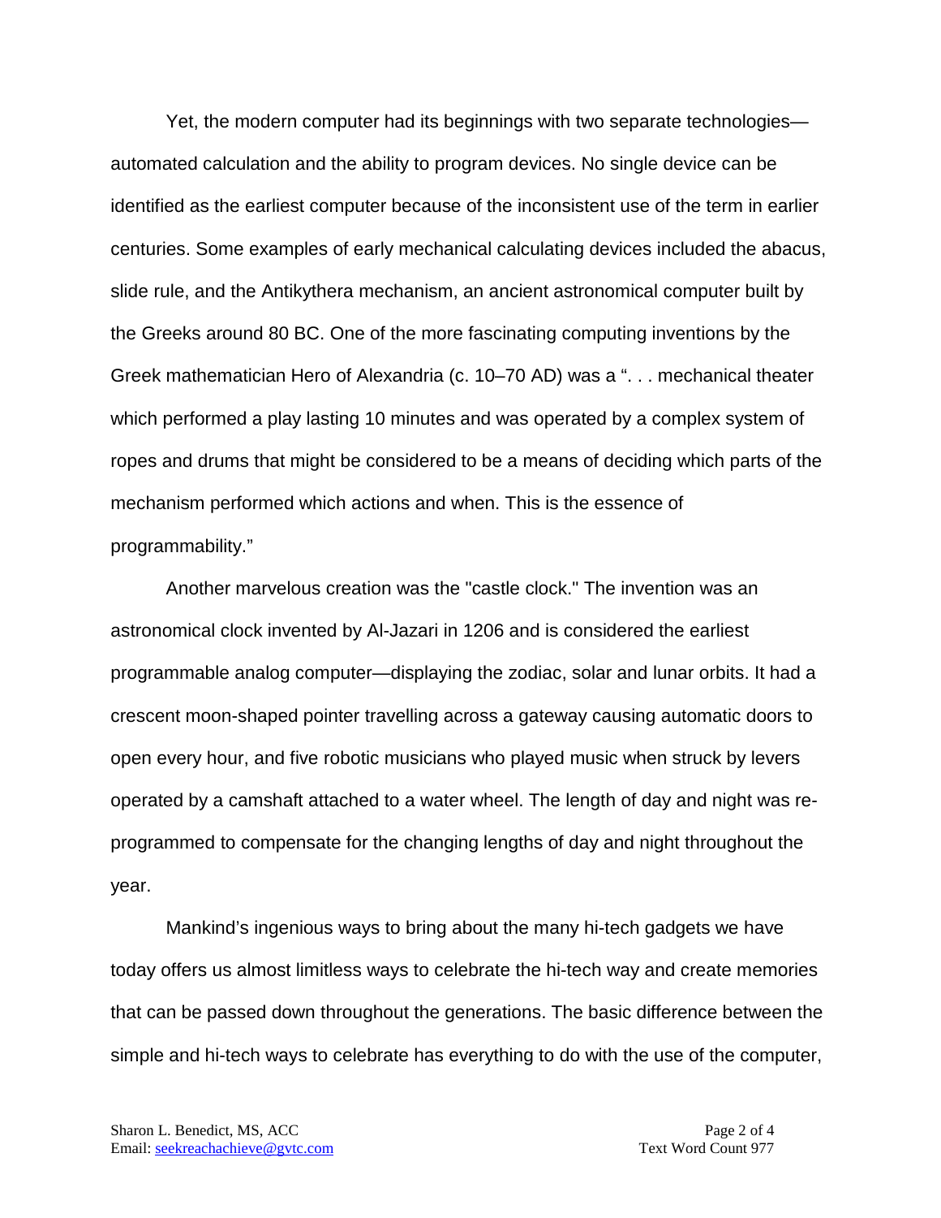Yet, the modern computer had its beginnings with two separate technologies—automated calculation and the ability to program devices. No single device can be identified as the earliest computer because of the inconsistent use of the term in earlier centuries. Some examples of early mechanical calculating devices included the abacus, slide rule, and the Antikythera mechanism, an ancient astronomical computer built by the Greeks around 80 BC. One of the more fascinating computing inventions by the Greek mathematician Hero of Alexandria (c. 10–70 AD) was a ". . . mechanical theater which performed a play lasting 10 minutes and was operated by a complex system of ropes and drums that might be considered to be a means of deciding which parts of the mechanism performed which actions and when. This is the essence of programmability."

Another marvelous creation was the "castle clock." The invention was an astronomical clock invented by Al-Jazari in 1206 and is considered the earliest programmable analog computer—displaying the zodiac, solar and lunar orbits. It had a crescent moon-shaped pointer travelling across a gateway causing automatic doors to open every hour, and five robotic musicians who played music when struck by levers operated by a camshaft attached to a water wheel. The length of day and night was re-programmed to compensate for the changing lengths of day and night throughout the year.

Mankind's ingenious ways to bring about the many hi-tech gadgets we have today offers us almost limitless ways to celebrate the hi-tech way and create memories that can be passed down throughout the generations. The basic difference between the simple and hi-tech ways to celebrate has everything to do with the use of the computer,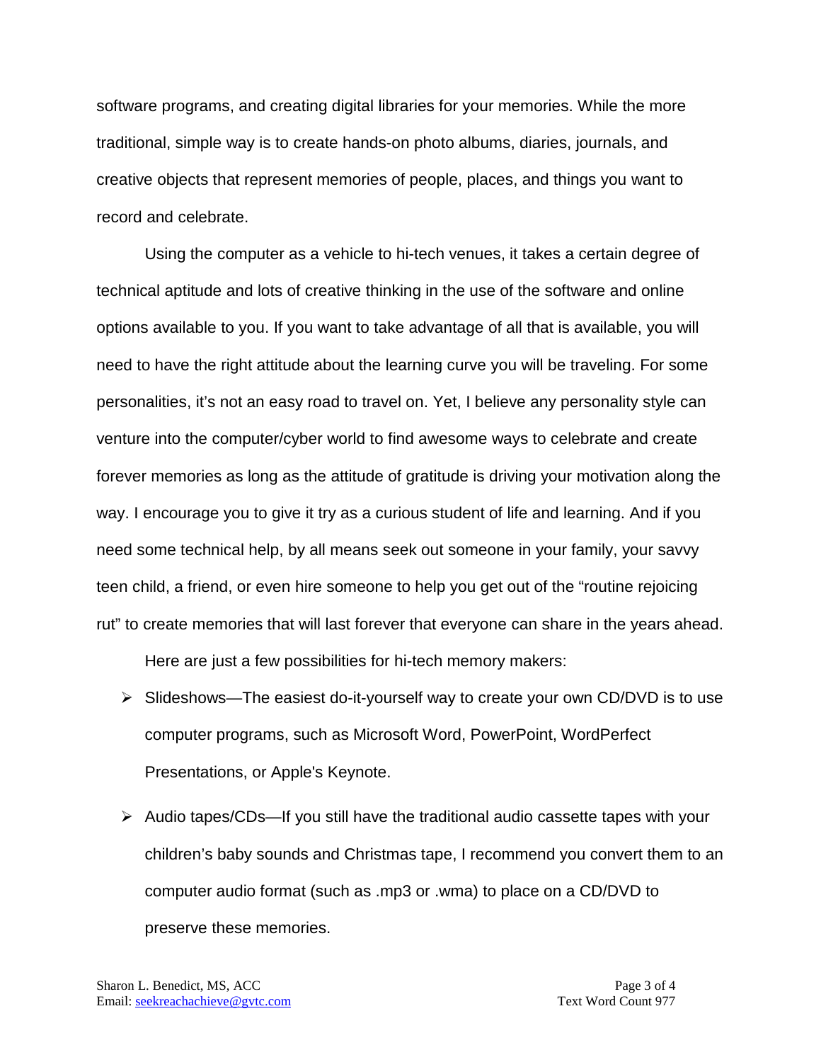software programs, and creating digital libraries for your memories. While the more traditional, simple way is to create hands-on photo albums, diaries, journals, and creative objects that represent memories of people, places, and things you want to record and celebrate.

Using the computer as a vehicle to hi-tech venues, it takes a certain degree of technical aptitude and lots of creative thinking in the use of the software and online options available to you. If you want to take advantage of all that is available, you will need to have the right attitude about the learning curve you will be traveling. For some personalities, it's not an easy road to travel on. Yet, I believe any personality style can venture into the computer/cyber world to find awesome ways to celebrate and create forever memories as long as the attitude of gratitude is driving your motivation along the way. I encourage you to give it try as a curious student of life and learning. And if you need some technical help, by all means seek out someone in your family, your savvy teen child, a friend, or even hire someone to help you get out of the "routine rejoicing rut" to create memories that will last forever that everyone can share in the years ahead.

Here are just a few possibilities for hi-tech memory makers:

- Slideshows—The easiest do-it-yourself way to create your own CD/DVD is to use computer programs, such as Microsoft Word, PowerPoint, WordPerfect Presentations, or Apple's Keynote.
- Audio tapes/CDs—If you still have the traditional audio cassette tapes with your children's baby sounds and Christmas tape, I recommend you convert them to an computer audio format (such as .mp3 or .wma) to place on a CD/DVD to preserve these memories.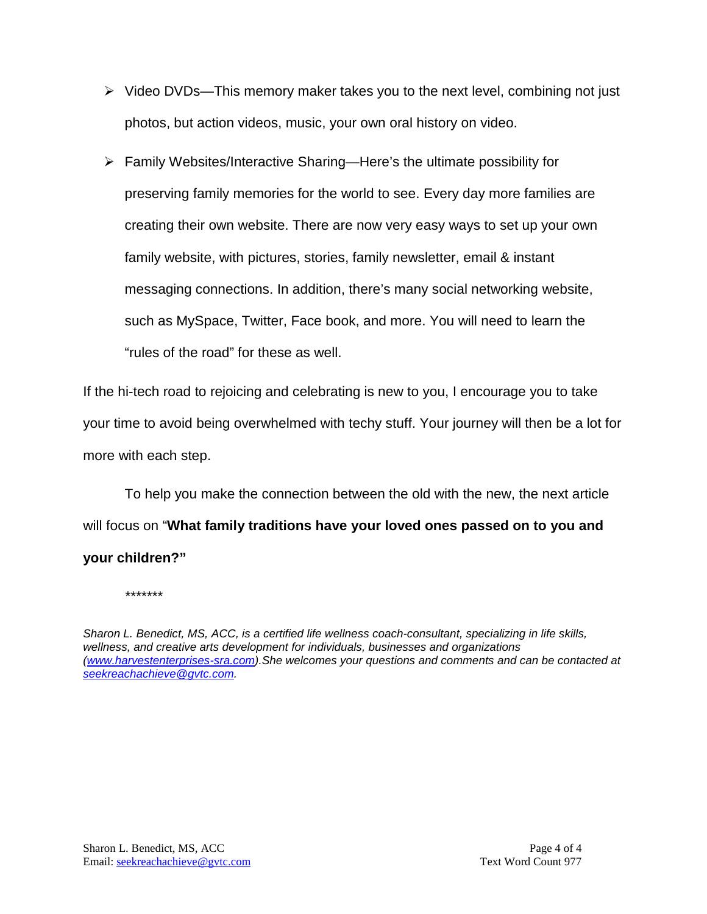- Video DVDs—This memory maker takes you to the next level, combining not just photos, but action videos, music, your own oral history on video.
- Family Websites/Interactive Sharing—Here's the ultimate possibility for preserving family memories for the world to see. Every day more families are creating their own website. There are now very easy ways to set up your own family website, with pictures, stories, family newsletter, email & instant messaging connections. In addition, there's many social networking website, such as MySpace, Twitter, Face book, and more. You will need to learn the "rules of the road" for these as well.

If the hi-tech road to rejoicing and celebrating is new to you, I encourage you to take your time to avoid being overwhelmed with techy stuff. Your journey will then be a lot for more with each step.

To help you make the connection between the old with the new, the next article will focus on "**What family traditions have your loved ones passed on to you and your children?"**

*******

*Sharon L. Benedict, MS, ACC, is a certified life wellness coach-consultant, specializing in life skills, wellness, and creative arts development for individuals, businesses and organizations (www.harvestenterprises-sra.com).She welcomes your questions and comments and can be contacted at seekreachachieve@gvtc.com.*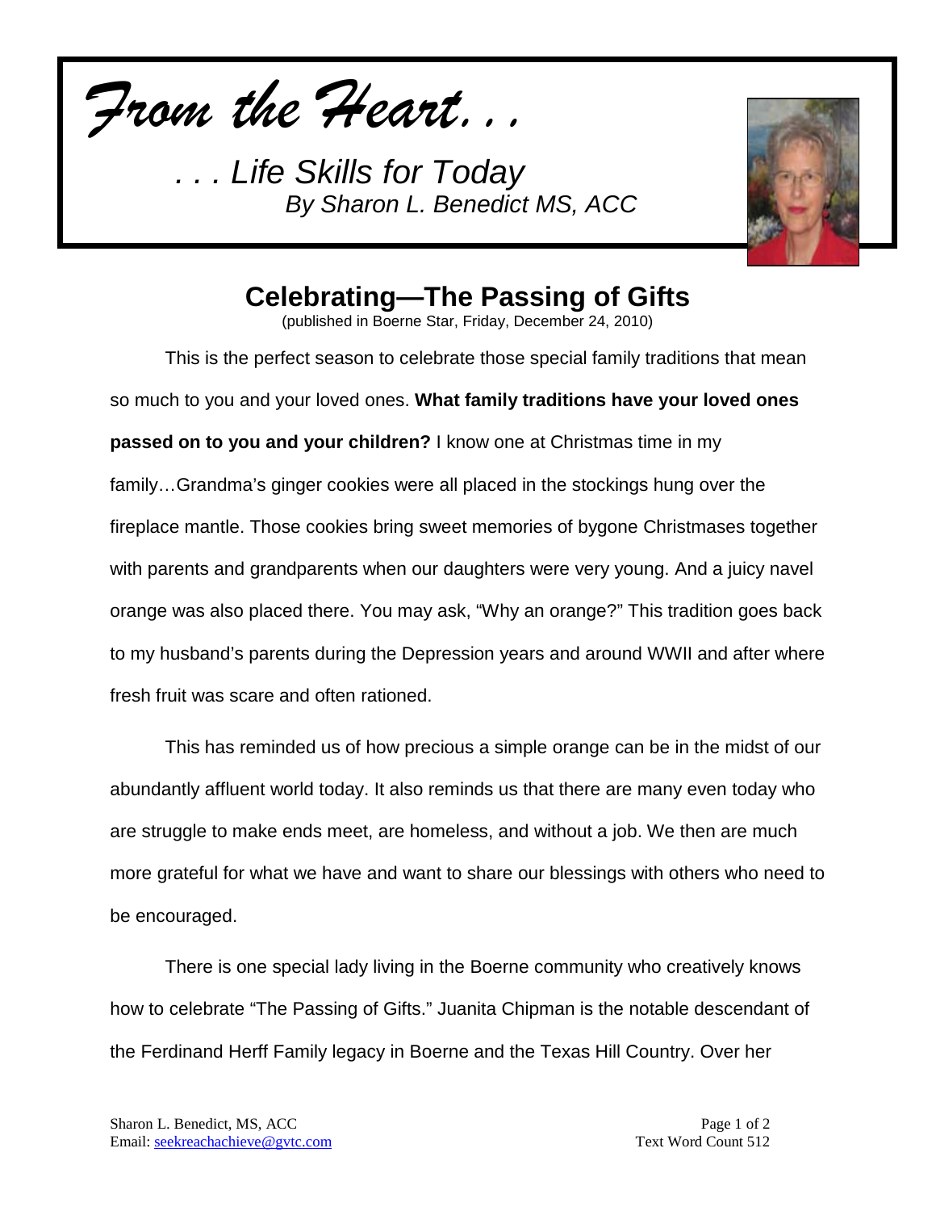*From the Heart…*

*. . . Life Skills for Today*
*By Sharon L. Benedict MS, ACC*

# Celebrating—The Passing of Gifts

(published in Boerne Star, Friday, December 24, 2010)

This is the perfect season to celebrate those special family traditions that mean so much to you and your loved ones. **What family traditions have your loved ones passed on to you and your children?** I know one at Christmas time in my family…Grandma's ginger cookies were all placed in the stockings hung over the fireplace mantle. Those cookies bring sweet memories of bygone Christmases together with parents and grandparents when our daughters were very young. And a juicy navel orange was also placed there. You may ask, "Why an orange?" This tradition goes back to my husband's parents during the Depression years and around WWII and after where fresh fruit was scare and often rationed.

This has reminded us of how precious a simple orange can be in the midst of our abundantly affluent world today. It also reminds us that there are many even today who are struggle to make ends meet, are homeless, and without a job. We then are much more grateful for what we have and want to share our blessings with others who need to be encouraged.

There is one special lady living in the Boerne community who creatively knows how to celebrate "The Passing of Gifts." Juanita Chipman is the notable descendant of the Ferdinand Herff Family legacy in Boerne and the Texas Hill Country. Over her

Sharon L. Benedict, MS, ACC
Email: seekreachachieve@gvtc.com

Text Word Count 512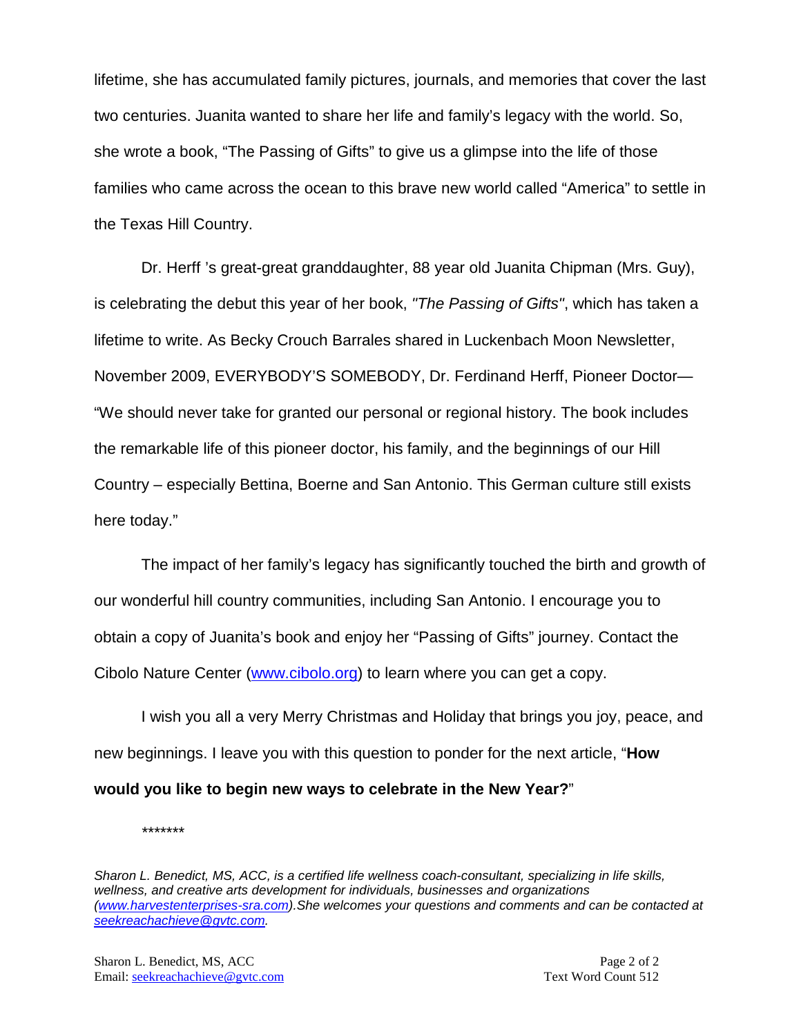lifetime, she has accumulated family pictures, journals, and memories that cover the last two centuries. Juanita wanted to share her life and family's legacy with the world. So, she wrote a book, "The Passing of Gifts" to give us a glimpse into the life of those families who came across the ocean to this brave new world called "America" to settle in the Texas Hill Country.

Dr. Herff 's great-great granddaughter, 88 year old Juanita Chipman (Mrs. Guy), is celebrating the debut this year of her book, *"The Passing of Gifts"*, which has taken a lifetime to write. As Becky Crouch Barrales shared in Luckenbach Moon Newsletter, November 2009, EVERYBODY'S SOMEBODY, Dr. Ferdinand Herff, Pioneer Doctor— "We should never take for granted our personal or regional history. The book includes the remarkable life of this pioneer doctor, his family, and the beginnings of our Hill Country – especially Bettina, Boerne and San Antonio. This German culture still exists here today."

The impact of her family's legacy has significantly touched the birth and growth of our wonderful hill country communities, including San Antonio. I encourage you to obtain a copy of Juanita's book and enjoy her "Passing of Gifts" journey. Contact the Cibolo Nature Center ([www.cibolo.org](http://www.cibolo.org)) to learn where you can get a copy.

I wish you all a very Merry Christmas and Holiday that brings you joy, peace, and new beginnings. I leave you with this question to ponder for the next article, "**How would you like to begin new ways to celebrate in the New Year?**"

*******

*Sharon L. Benedict, MS, ACC, is a certified life wellness coach-consultant, specializing in life skills, wellness, and creative arts development for individuals, businesses and organizations ([www.harvestenterprises-sra.com](http://www.harvestenterprises-sra.com)).She welcomes your questions and comments and can be contacted at [seekreachachieve@gvtc.com](mailto:seekreachachieve@gvtc.com).*

Sharon L. Benedict, MS, ACC
Email: [seekreachachieve@gvtc.com](mailto:seekreachachieve@gvtc.com)

Text Word Count 512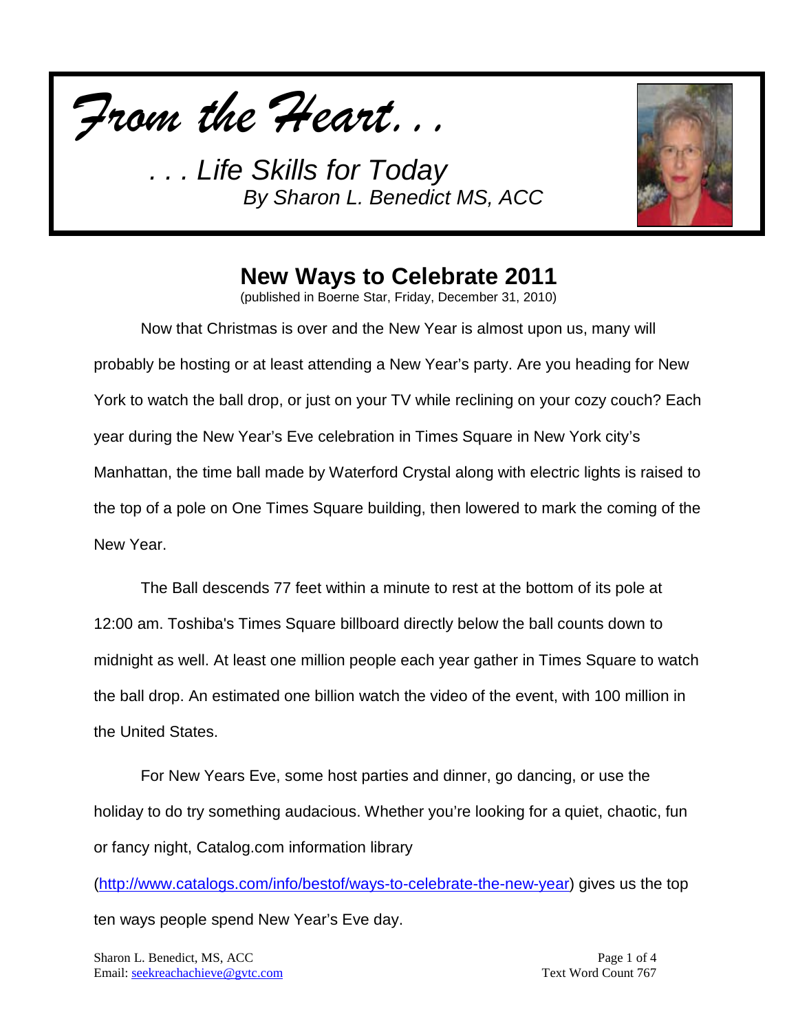*From the Heart. . .*

*. . . Life Skills for Today*

*By Sharon L. Benedict MS, ACC*

## New Ways to Celebrate 2011

(published in Boerne Star, Friday, December 31, 2010)

Now that Christmas is over and the New Year is almost upon us, many will probably be hosting or at least attending a New Year's party. Are you heading for New York to watch the ball drop, or just on your TV while reclining on your cozy couch? Each year during the New Year's Eve celebration in Times Square in New York city's Manhattan, the time ball made by Waterford Crystal along with electric lights is raised to the top of a pole on One Times Square building, then lowered to mark the coming of the New Year.

The Ball descends 77 feet within a minute to rest at the bottom of its pole at 12:00 am. Toshiba's Times Square billboard directly below the ball counts down to midnight as well. At least one million people each year gather in Times Square to watch the ball drop. An estimated one billion watch the video of the event, with 100 million in the United States.

For New Years Eve, some host parties and dinner, go dancing, or use the holiday to do try something audacious. Whether you're looking for a quiet, chaotic, fun or fancy night, Catalog.com information library (http://www.catalogs.com/info/bestof/ways-to-celebrate-the-new-year) gives us the top ten ways people spend New Year's Eve day.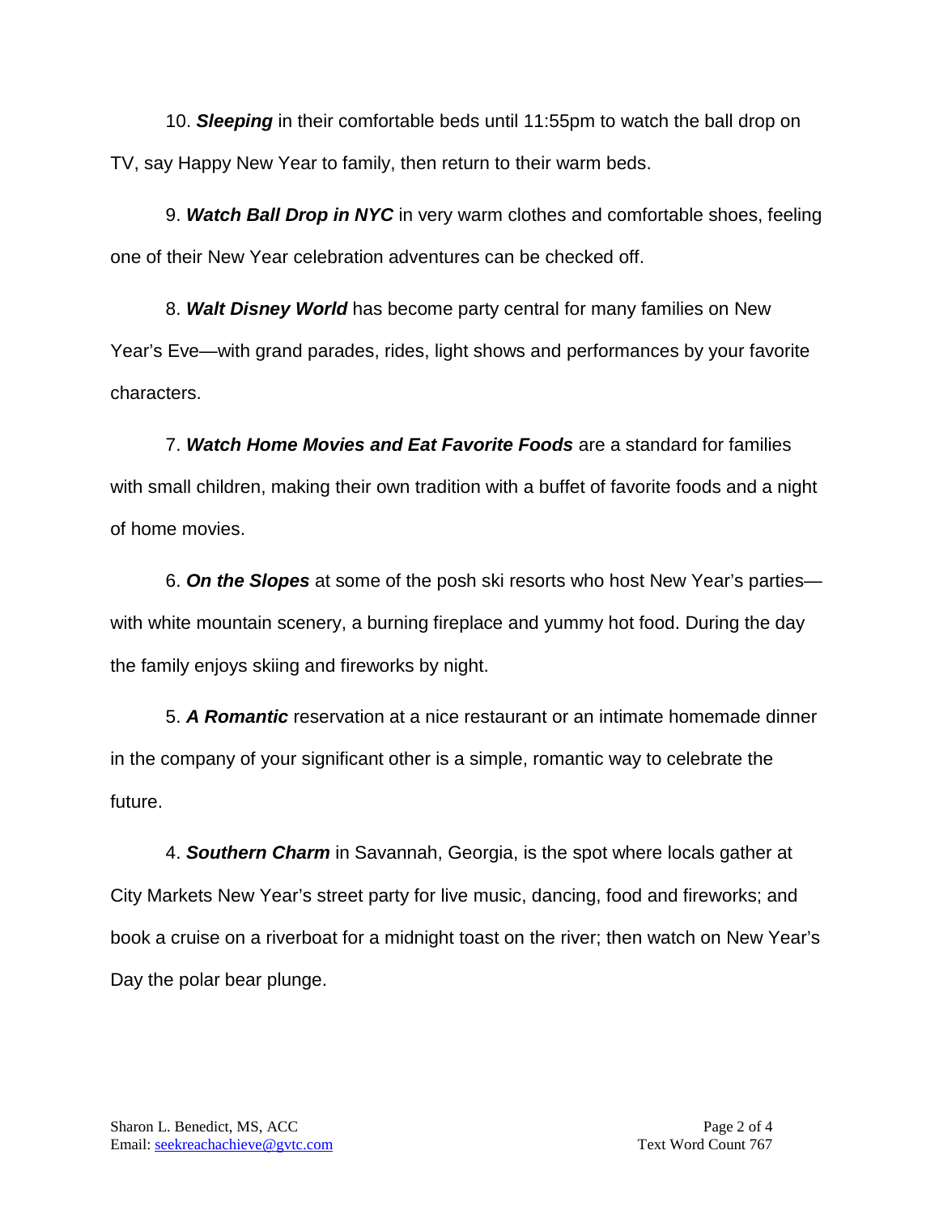10. ***Sleeping*** in their comfortable beds until 11:55pm to watch the ball drop on TV, say Happy New Year to family, then return to their warm beds.

9. ***Watch Ball Drop in NYC*** in very warm clothes and comfortable shoes, feeling one of their New Year celebration adventures can be checked off.

8. ***Walt Disney World*** has become party central for many families on New Year's Eve—with grand parades, rides, light shows and performances by your favorite characters.

7. ***Watch Home Movies and Eat Favorite Foods*** are a standard for families with small children, making their own tradition with a buffet of favorite foods and a night of home movies.

6. ***On the Slopes*** at some of the posh ski resorts who host New Year's parties—with white mountain scenery, a burning fireplace and yummy hot food. During the day the family enjoys skiing and fireworks by night.

5. ***A Romantic*** reservation at a nice restaurant or an intimate homemade dinner in the company of your significant other is a simple, romantic way to celebrate the future.

4. ***Southern Charm*** in Savannah, Georgia, is the spot where locals gather at City Markets New Year's street party for live music, dancing, food and fireworks; and book a cruise on a riverboat for a midnight toast on the river; then watch on New Year's Day the polar bear plunge.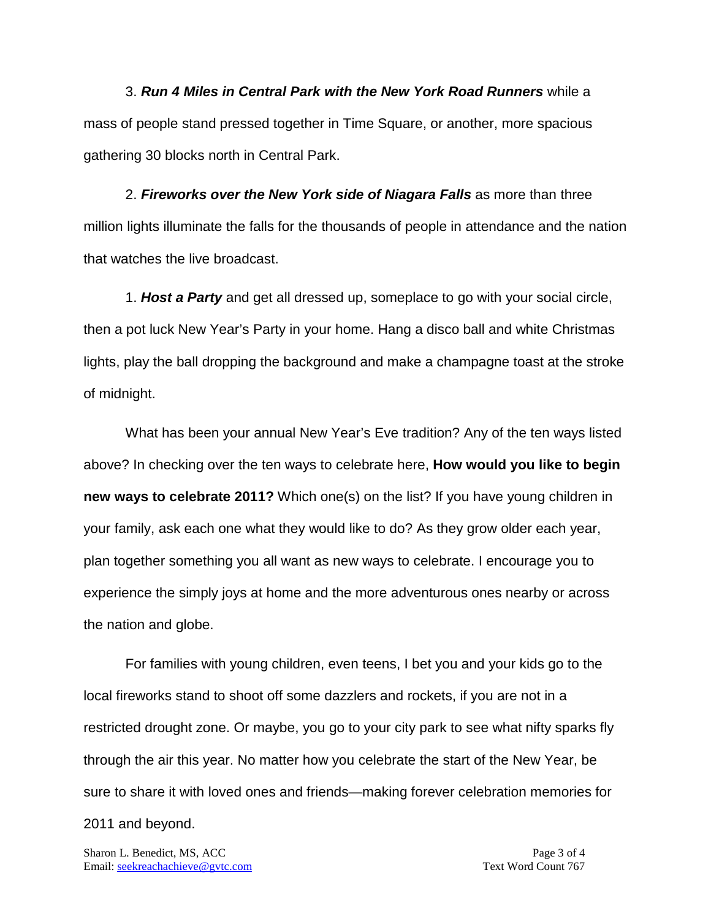3. ***Run 4 Miles in Central Park with the New York Road Runners*** while a mass of people stand pressed together in Time Square, or another, more spacious gathering 30 blocks north in Central Park.

2. ***Fireworks over the New York side of Niagara Falls*** as more than three million lights illuminate the falls for the thousands of people in attendance and the nation that watches the live broadcast.

1. ***Host a Party*** and get all dressed up, someplace to go with your social circle, then a pot luck New Year's Party in your home. Hang a disco ball and white Christmas lights, play the ball dropping the background and make a champagne toast at the stroke of midnight.

What has been your annual New Year's Eve tradition? Any of the ten ways listed above? In checking over the ten ways to celebrate here, **How would you like to begin new ways to celebrate 2011?** Which one(s) on the list? If you have young children in your family, ask each one what they would like to do? As they grow older each year, plan together something you all want as new ways to celebrate. I encourage you to experience the simply joys at home and the more adventurous ones nearby or across the nation and globe.

For families with young children, even teens, I bet you and your kids go to the local fireworks stand to shoot off some dazzlers and rockets, if you are not in a restricted drought zone. Or maybe, you go to your city park to see what nifty sparks fly through the air this year. No matter how you celebrate the start of the New Year, be sure to share it with loved ones and friends—making forever celebration memories for 2011 and beyond.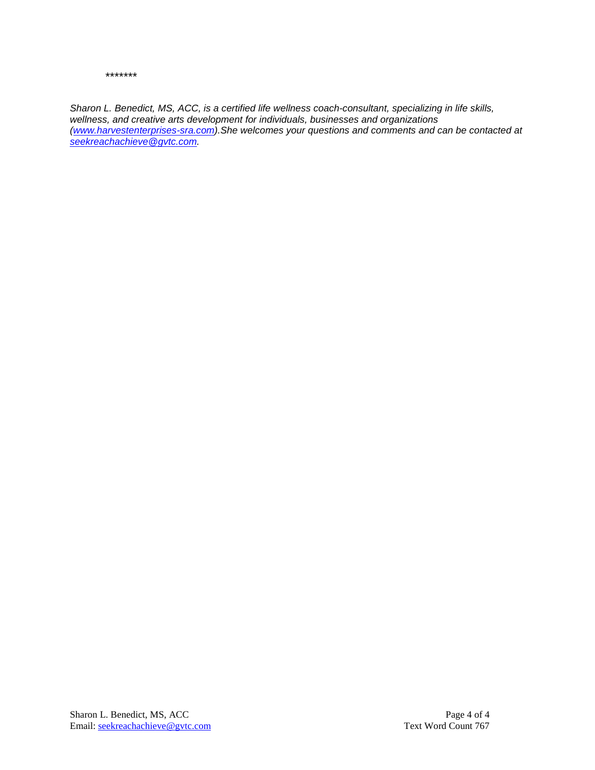*******

*Sharon L. Benedict, MS, ACC, is a certified life wellness coach-consultant, specializing in life skills, wellness, and creative arts development for individuals, businesses and organizations (www.harvestenterprises-sra.com).She welcomes your questions and comments and can be contacted at seekreachachieve@gvtc.com.*